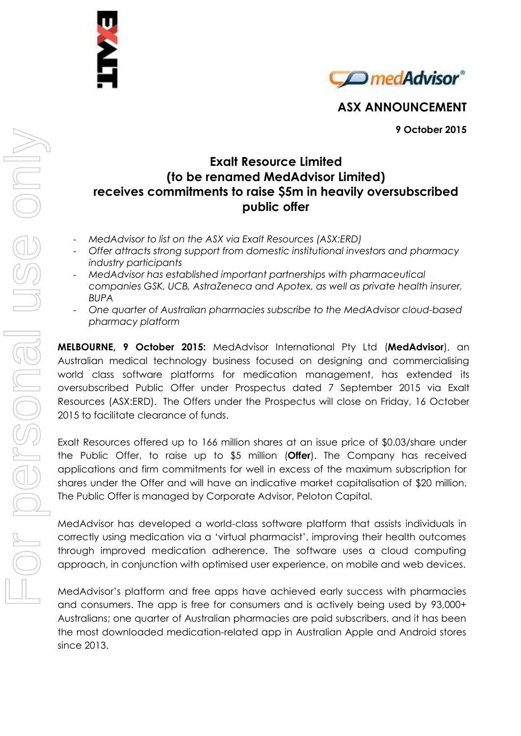## ASX ANNOUNCEMENT

**9 October 2015**

# Exalt Resource Limited (to be renamed MedAdvisor Limited) receives commitments to raise $5m in heavily oversubscribed public offer

- *MedAdvisor to list on the ASX via Exalt Resources (ASX:ERD)*
- *Offer attracts strong support from domestic institutional investors and pharmacy industry participants*
- *MedAdvisor has established important partnerships with pharmaceutical companies GSK, UCB, AstraZeneca and Apotex, as well as private health insurer, BUPA*
- *One quarter of Australian pharmacies subscribe to the MedAdvisor cloud-based pharmacy platform*

**MELBOURNE, 9 October 2015:** MedAdvisor International Pty Ltd (**MedAdvisor**), an Australian medical technology business focused on designing and commercialising world class software platforms for medication management, has extended its oversubscribed Public Offer under Prospectus dated 7 September 2015 via Exalt Resources (ASX:ERD). The Offers under the Prospectus will close on Friday, 16 October 2015 to facilitate clearance of funds.

Exalt Resources offered up to 166 million shares at an issue price of $0.03/share under the Public Offer, to raise up to $5 million (**Offer**). The Company has received applications and firm commitments for well in excess of the maximum subscription for shares under the Offer and will have an indicative market capitalisation of $20 million. The Public Offer is managed by Corporate Advisor, Peloton Capital.

MedAdvisor has developed a world-class software platform that assists individuals in correctly using medication via a 'virtual pharmacist', improving their health outcomes through improved medication adherence. The software uses a cloud computing approach, in conjunction with optimised user experience, on mobile and web devices.

MedAdvisor's platform and free apps have achieved early success with pharmacies and consumers. The app is free for consumers and is actively being used by 93,000+ Australians; one quarter of Australian pharmacies are paid subscribers, and it has been the most downloaded medication-related app in Australian Apple and Android stores since 2013.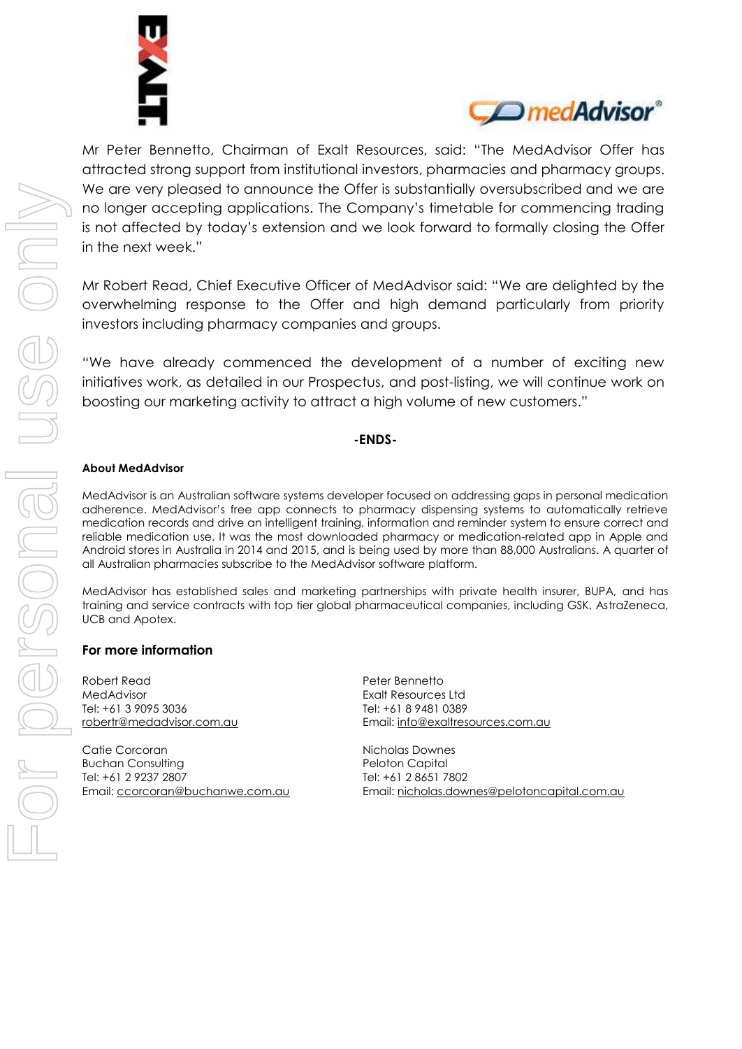Mr Peter Bennetto, Chairman of Exalt Resources, said: "The MedAdvisor Offer has attracted strong support from institutional investors, pharmacies and pharmacy groups. We are very pleased to announce the Offer is substantially oversubscribed and we are no longer accepting applications. The Company's timetable for commencing trading is not affected by today's extension and we look forward to formally closing the Offer in the next week."

Mr Robert Read, Chief Executive Officer of MedAdvisor said: "We are delighted by the overwhelming response to the Offer and high demand particularly from priority investors including pharmacy companies and groups.

"We have already commenced the development of a number of exciting new initiatives work, as detailed in our Prospectus, and post-listing, we will continue work on boosting our marketing activity to attract a high volume of new customers."

**-ENDS-**

**About MedAdvisor**

MedAdvisor is an Australian software systems developer focused on addressing gaps in personal medication adherence. MedAdvisor's free app connects to pharmacy dispensing systems to automatically retrieve medication records and drive an intelligent training, information and reminder system to ensure correct and reliable medication use. It was the most downloaded pharmacy or medication-related app in Apple and Android stores in Australia in 2014 and 2015, and is being used by more than 88,000 Australians. A quarter of all Australian pharmacies subscribe to the MedAdvisor software platform.

MedAdvisor has established sales and marketing partnerships with private health insurer, BUPA, and has training and service contracts with top tier global pharmaceutical companies, including GSK, AstraZeneca, UCB and Apotex.

**For more information**

Robert Read
MedAdvisor
Tel: +61 3 9095 3036
robertr@medadvisor.com.au

Peter Bennetto
Exalt Resources Ltd
Tel: +61 8 9481 0389
Email: info@exaltresources.com.au

Catie Corcoran
Buchan Consulting
Tel: +61 2 9237 2807
Email: ccorcoran@buchanwe.com.au

Nicholas Downes
Peloton Capital
Tel: +61 2 8651 7802
Email: nicholas.downes@pelotoncapital.com.au